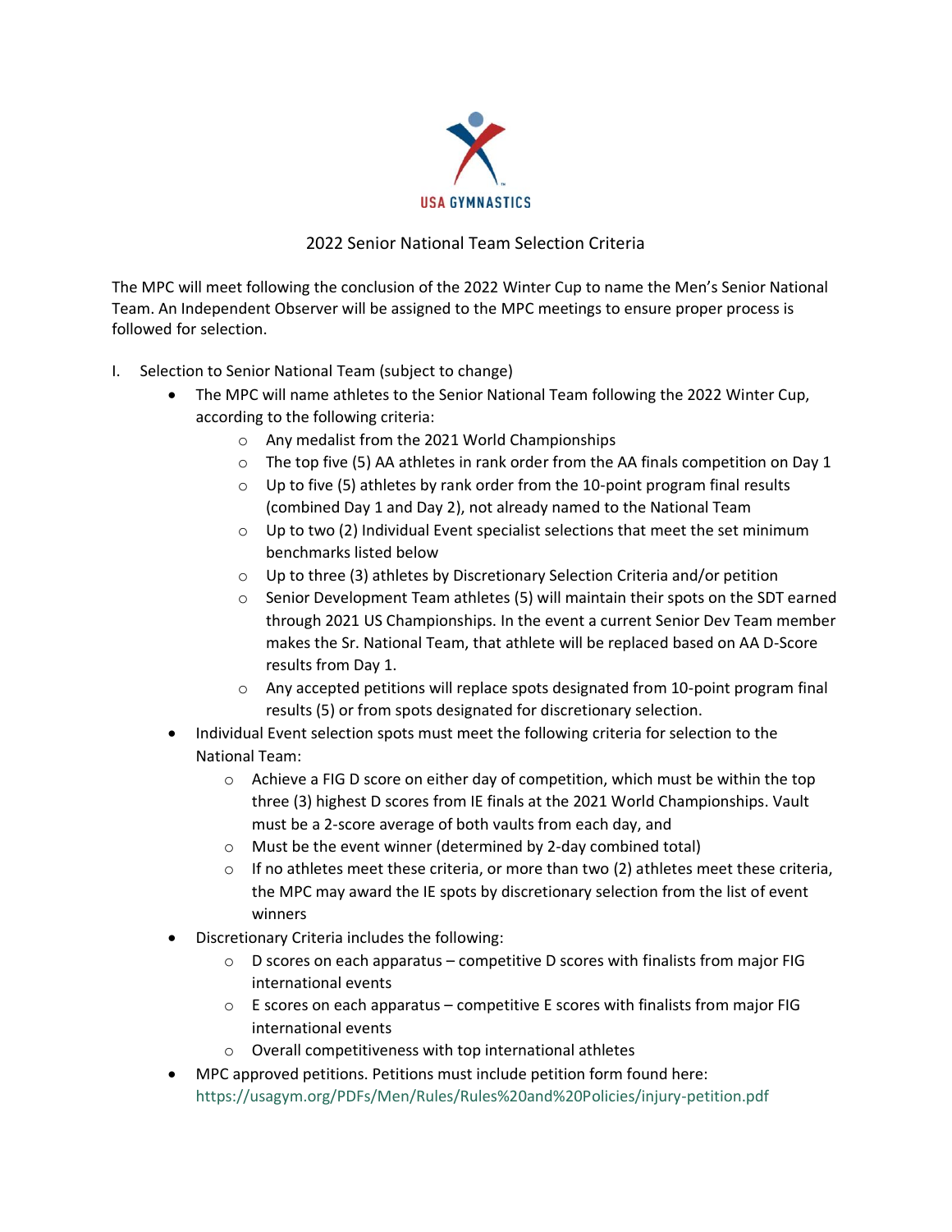USA GYMNASTICS

# 2022 Senior National Team Selection Criteria

The MPC will meet following the conclusion of the 2022 Winter Cup to name the Men's Senior National Team. An Independent Observer will be assigned to the MPC meetings to ensure proper process is followed for selection.

I. Selection to Senior National Team (subject to change)

- The MPC will name athletes to the Senior National Team following the 2022 Winter Cup, according to the following criteria:
  - Any medalist from the 2021 World Championships
  - The top five (5) AA athletes in rank order from the AA finals competition on Day 1
  - Up to five (5) athletes by rank order from the 10-point program final results (combined Day 1 and Day 2), not already named to the National Team
  - Up to two (2) Individual Event specialist selections that meet the set minimum benchmarks listed below
  - Up to three (3) athletes by Discretionary Selection Criteria and/or petition
  - Senior Development Team athletes (5) will maintain their spots on the SDT earned through 2021 US Championships. In the event a current Senior Dev Team member makes the Sr. National Team, that athlete will be replaced based on AA D-Score results from Day 1.
  - Any accepted petitions will replace spots designated from 10-point program final results (5) or from spots designated for discretionary selection.
- Individual Event selection spots must meet the following criteria for selection to the National Team:
  - Achieve a FIG D score on either day of competition, which must be within the top three (3) highest D scores from IE finals at the 2021 World Championships. Vault must be a 2-score average of both vaults from each day, and
  - Must be the event winner (determined by 2-day combined total)
  - If no athletes meet these criteria, or more than two (2) athletes meet these criteria, the MPC may award the IE spots by discretionary selection from the list of event winners
- Discretionary Criteria includes the following:
  - D scores on each apparatus – competitive D scores with finalists from major FIG international events
  - E scores on each apparatus – competitive E scores with finalists from major FIG international events
  - Overall competitiveness with top international athletes
- MPC approved petitions. Petitions must include petition form found here: https://usagym.org/PDFs/Men/Rules/Rules%20and%20Policies/injury-petition.pdf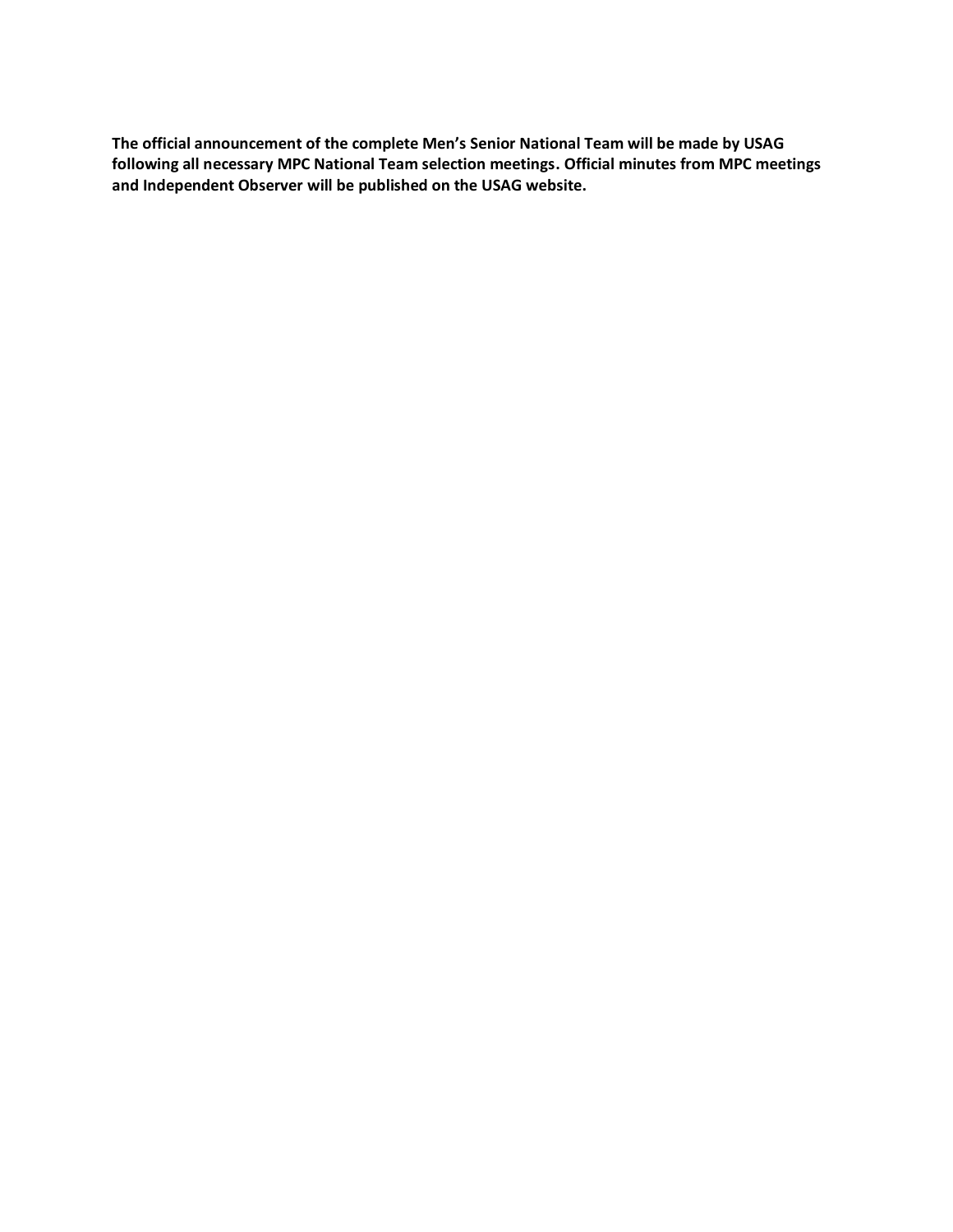**The official announcement of the complete Men's Senior National Team will be made by USAG following all necessary MPC National Team selection meetings. Official minutes from MPC meetings and Independent Observer will be published on the USAG website.**